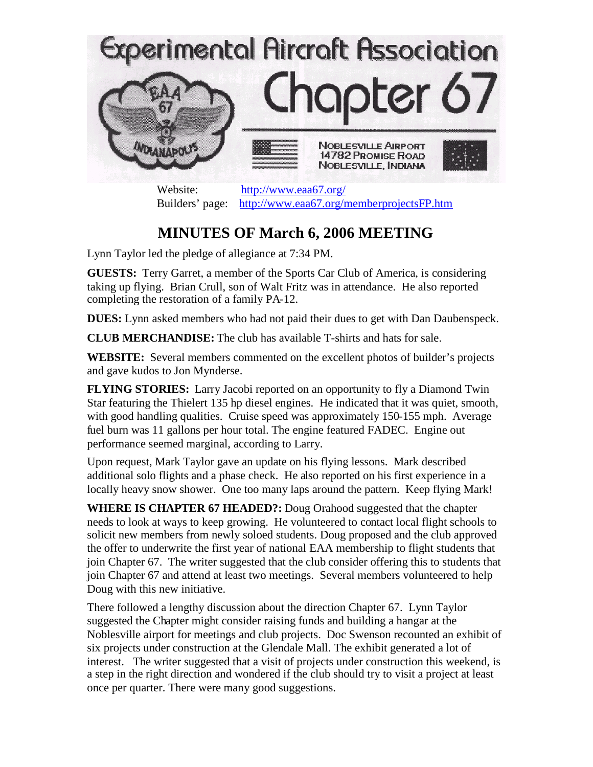# Experimental Aircraft Association Chapter 67

NOBLESVILLE AIRPORT
14782 PROMISE ROAD
NOBLESVILLE, INDIANA

Website: http://www.eaa67.org/
Builders' page: http://www.eaa67.org/memberprojectsFP.htm

## MINUTES OF March 6, 2006 MEETING

Lynn Taylor led the pledge of allegiance at 7:34 PM.

**GUESTS:** Terry Garret, a member of the Sports Car Club of America, is considering taking up flying. Brian Crull, son of Walt Fritz was in attendance. He also reported completing the restoration of a family PA-12.

**DUES:** Lynn asked members who had not paid their dues to get with Dan Daubenspeck.

**CLUB MERCHANDISE:** The club has available T-shirts and hats for sale.

**WEBSITE:** Several members commented on the excellent photos of builder's projects and gave kudos to Jon Mynderse.

**FLYING STORIES:** Larry Jacobi reported on an opportunity to fly a Diamond Twin Star featuring the Thielert 135 hp diesel engines. He indicated that it was quiet, smooth, with good handling qualities. Cruise speed was approximately 150-155 mph. Average fuel burn was 11 gallons per hour total. The engine featured FADEC. Engine out performance seemed marginal, according to Larry.

Upon request, Mark Taylor gave an update on his flying lessons. Mark described additional solo flights and a phase check. He also reported on his first experience in a locally heavy snow shower. One too many laps around the pattern. Keep flying Mark!

**WHERE IS CHAPTER 67 HEADED?:** Doug Orahood suggested that the chapter needs to look at ways to keep growing. He volunteered to contact local flight schools to solicit new members from newly soloed students. Doug proposed and the club approved the offer to underwrite the first year of national EAA membership to flight students that join Chapter 67. The writer suggested that the club consider offering this to students that join Chapter 67 and attend at least two meetings. Several members volunteered to help Doug with this new initiative.

There followed a lengthy discussion about the direction Chapter 67. Lynn Taylor suggested the Chapter might consider raising funds and building a hangar at the Noblesville airport for meetings and club projects. Doc Swenson recounted an exhibit of six projects under construction at the Glendale Mall. The exhibit generated a lot of interest. The writer suggested that a visit of projects under construction this weekend, is a step in the right direction and wondered if the club should try to visit a project at least once per quarter. There were many good suggestions.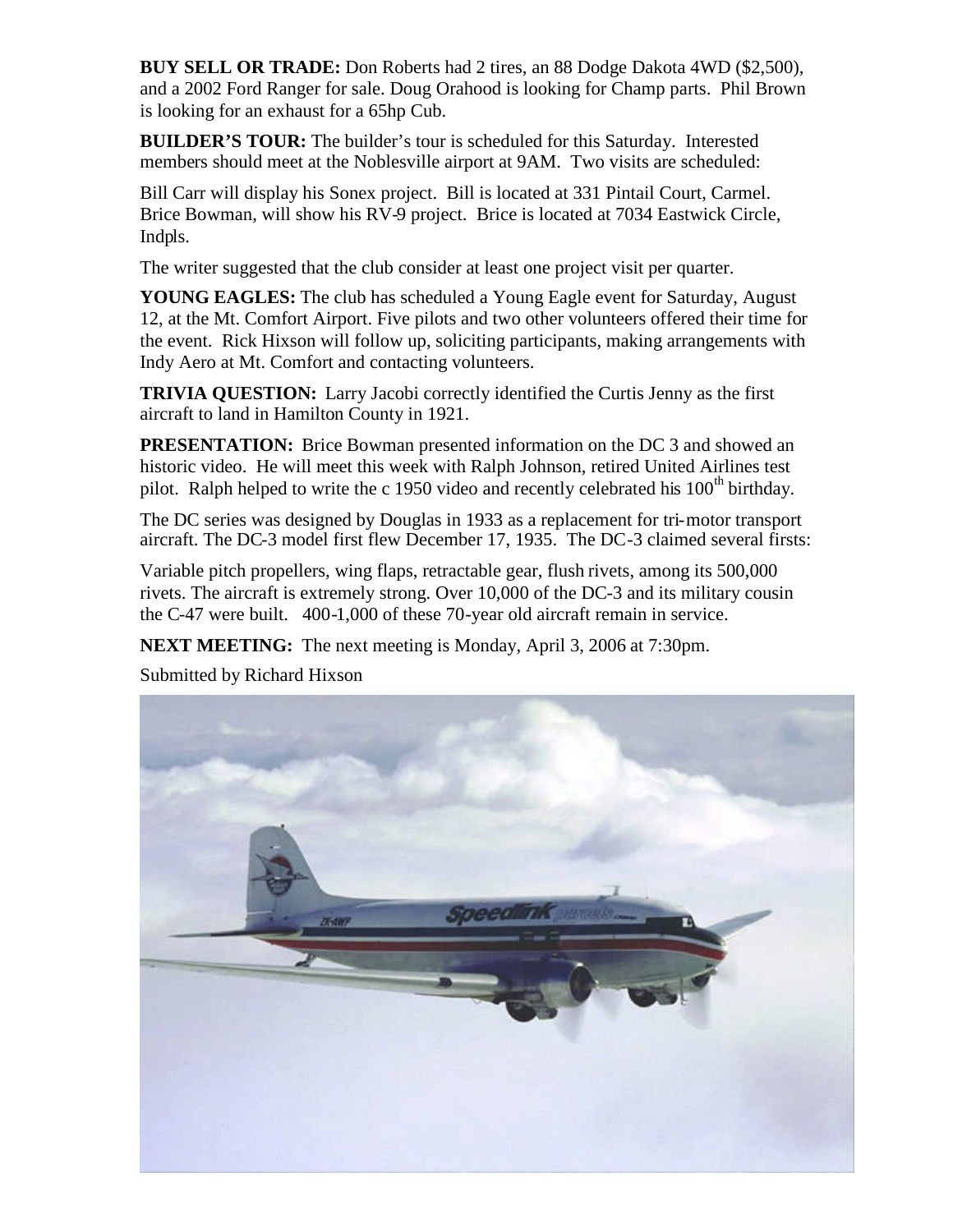**BUY SELL OR TRADE:** Don Roberts had 2 tires, an 88 Dodge Dakota 4WD ($2,500), and a 2002 Ford Ranger for sale. Doug Orahood is looking for Champ parts. Phil Brown is looking for an exhaust for a 65hp Cub.

**BUILDER'S TOUR:** The builder's tour is scheduled for this Saturday. Interested members should meet at the Noblesville airport at 9AM. Two visits are scheduled:

Bill Carr will display his Sonex project. Bill is located at 331 Pintail Court, Carmel. Brice Bowman, will show his RV-9 project. Brice is located at 7034 Eastwick Circle, Indpls.

The writer suggested that the club consider at least one project visit per quarter.

**YOUNG EAGLES:** The club has scheduled a Young Eagle event for Saturday, August 12, at the Mt. Comfort Airport. Five pilots and two other volunteers offered their time for the event. Rick Hixson will follow up, soliciting participants, making arrangements with Indy Aero at Mt. Comfort and contacting volunteers.

**TRIVIA QUESTION:** Larry Jacobi correctly identified the Curtis Jenny as the first aircraft to land in Hamilton County in 1921.

**PRESENTATION:** Brice Bowman presented information on the DC 3 and showed an historic video. He will meet this week with Ralph Johnson, retired United Airlines test pilot. Ralph helped to write the c 1950 video and recently celebrated his 100th birthday.

The DC series was designed by Douglas in 1933 as a replacement for tri-motor transport aircraft. The DC-3 model first flew December 17, 1935. The DC-3 claimed several firsts:

Variable pitch propellers, wing flaps, retractable gear, flush rivets, among its 500,000 rivets. The aircraft is extremely strong. Over 10,000 of the DC-3 and its military cousin the C-47 were built. 400-1,000 of these 70-year old aircraft remain in service.

**NEXT MEETING:** The next meeting is Monday, April 3, 2006 at 7:30pm.

Submitted by Richard Hixson